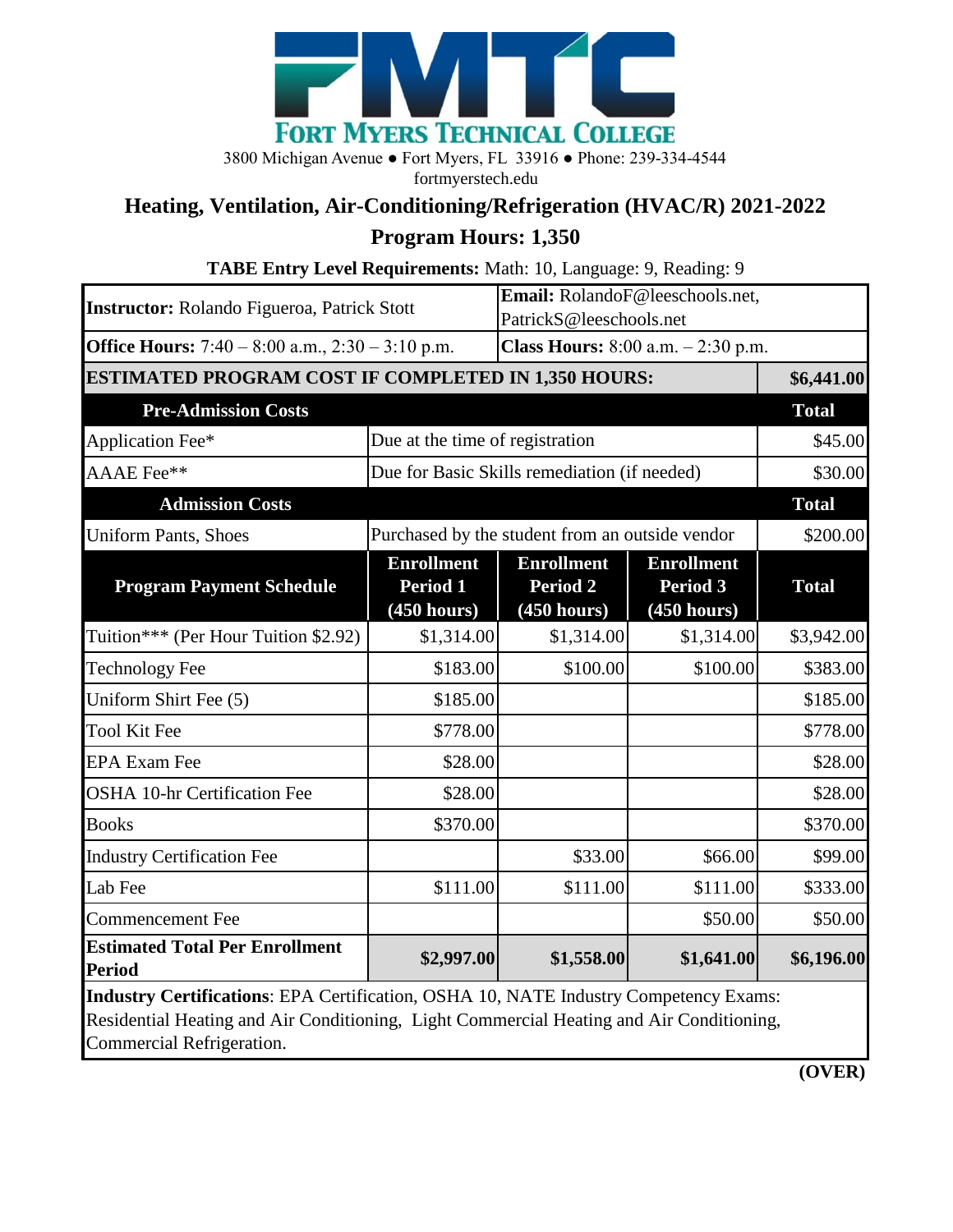# FORT MYERS TECHNICAL COLLEGE

3800 Michigan Avenue ● Fort Myers, FL 33916 ● Phone: 239-334-4544
fortmyerstech.edu

## Heating, Ventilation, Air-Conditioning/Refrigeration (HVAC/R) 2021-2022

## Program Hours: 1,350

**TABE Entry Level Requirements:** Math: 10, Language: 9, Reading: 9

| **Instructor:** Rolando Figueroa, Patrick Stott | | **Email:** RolandoF@leeschools.net, PatrickS@leeschools.net | | |
|---|---|---|---|---|
| **Office Hours:** 7:40 – 8:00 a.m., 2:30 – 3:10 p.m. | | **Class Hours:** 8:00 a.m. – 2:30 p.m. | | |
| **ESTIMATED PROGRAM COST IF COMPLETED IN 1,350 HOURS:** | | | | **$6,441.00** |
| **Pre-Admission Costs** | | | | **Total** |
| Application Fee* | Due at the time of registration | | | $45.00 |
| AAAE Fee** | Due for Basic Skills remediation (if needed) | | | $30.00 |
| **Admission Costs** | | | | **Total** |
| Uniform Pants, Shoes | Purchased by the student from an outside vendor | | | $200.00 |
| **Program Payment Schedule** | **Enrollment Period 1 (450 hours)** | **Enrollment Period 2 (450 hours)** | **Enrollment Period 3 (450 hours)** | **Total** |
| Tuition*** (Per Hour Tuition $2.92) | $1,314.00 | $1,314.00 | $1,314.00 | $3,942.00 |
| Technology Fee | $183.00 | $100.00 | $100.00 | $383.00 |
| Uniform Shirt Fee (5) | $185.00 | | | $185.00 |
| Tool Kit Fee | $778.00 | | | $778.00 |
| EPA Exam Fee | $28.00 | | | $28.00 |
| OSHA 10-hr Certification Fee | $28.00 | | | $28.00 |
| Books | $370.00 | | | $370.00 |
| Industry Certification Fee | | $33.00 | $66.00 | $99.00 |
| Lab Fee | $111.00 | $111.00 | $111.00 | $333.00 |
| Commencement Fee | | | $50.00 | $50.00 |
| **Estimated Total Per Enrollment Period** | **$2,997.00** | **$1,558.00** | **$1,641.00** | **$6,196.00** |

**Industry Certifications**: EPA Certification, OSHA 10, NATE Industry Competency Exams: Residential Heating and Air Conditioning, Light Commercial Heating and Air Conditioning, Commercial Refrigeration.

**(OVER)**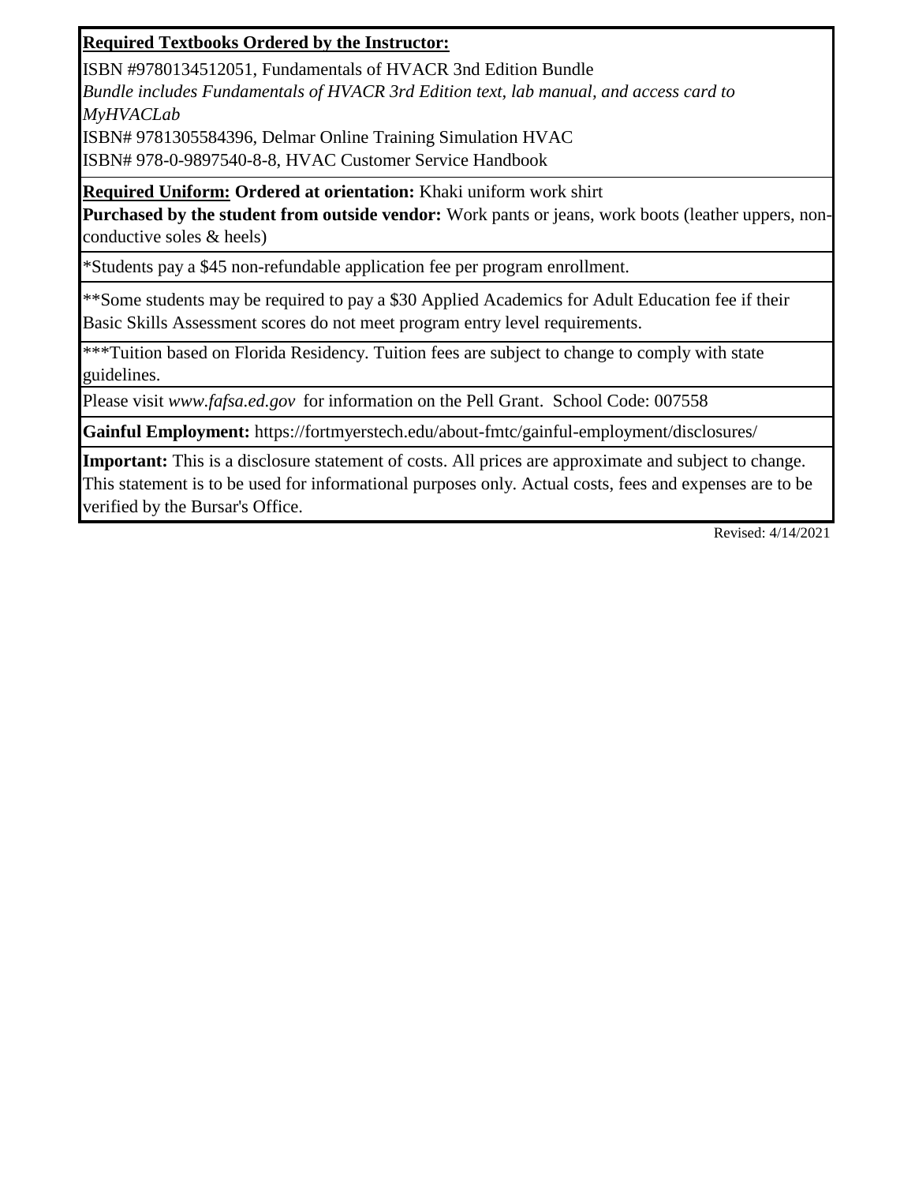**Required Textbooks Ordered by the Instructor:**

ISBN #9780134512051, Fundamentals of HVACR 3nd Edition Bundle

*Bundle includes Fundamentals of HVACR 3rd Edition text, lab manual, and access card to MyHVACLab*

ISBN# 9781305584396, Delmar Online Training Simulation HVAC

ISBN# 978-0-9897540-8-8, HVAC Customer Service Handbook

**Required Uniform: Ordered at orientation:** Khaki uniform work shirt

**Purchased by the student from outside vendor:** Work pants or jeans, work boots (leather uppers, non-conductive soles & heels)

*Students pay a $45 non-refundable application fee per program enrollment.

**Some students may be required to pay a $30 Applied Academics for Adult Education fee if their Basic Skills Assessment scores do not meet program entry level requirements.

***Tuition based on Florida Residency. Tuition fees are subject to change to comply with state guidelines.

Please visit *www.fafsa.ed.gov* for information on the Pell Grant. School Code: 007558

**Gainful Employment:** https://fortmyerstech.edu/about-fmtc/gainful-employment/disclosures/

**Important:** This is a disclosure statement of costs. All prices are approximate and subject to change. This statement is to be used for informational purposes only. Actual costs, fees and expenses are to be verified by the Bursar's Office.

Revised: 4/14/2021